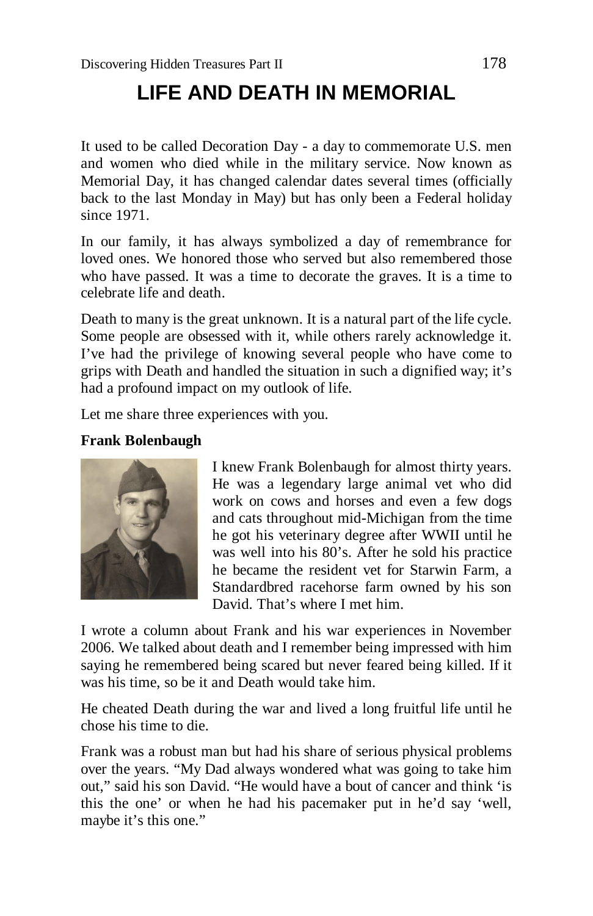# LIFE AND DEATH IN MEMORIAL

It used to be called Decoration Day - a day to commemorate U.S. men and women who died while in the military service. Now known as Memorial Day, it has changed calendar dates several times (officially back to the last Monday in May) but has only been a Federal holiday since 1971.

In our family, it has always symbolized a day of remembrance for loved ones. We honored those who served but also remembered those who have passed. It was a time to decorate the graves. It is a time to celebrate life and death.

Death to many is the great unknown. It is a natural part of the life cycle. Some people are obsessed with it, while others rarely acknowledge it. I've had the privilege of knowing several people who have come to grips with Death and handled the situation in such a dignified way; it's had a profound impact on my outlook of life.

Let me share three experiences with you.

**Frank Bolenbaugh**

I knew Frank Bolenbaugh for almost thirty years. He was a legendary large animal vet who did work on cows and horses and even a few dogs and cats throughout mid-Michigan from the time he got his veterinary degree after WWII until he was well into his 80's. After he sold his practice he became the resident vet for Starwin Farm, a Standardbred racehorse farm owned by his son David. That's where I met him.

I wrote a column about Frank and his war experiences in November 2006. We talked about death and I remember being impressed with him saying he remembered being scared but never feared being killed. If it was his time, so be it and Death would take him.

He cheated Death during the war and lived a long fruitful life until he chose his time to die.

Frank was a robust man but had his share of serious physical problems over the years. "My Dad always wondered what was going to take him out," said his son David. "He would have a bout of cancer and think 'is this the one' or when he had his pacemaker put in he'd say 'well, maybe it's this one."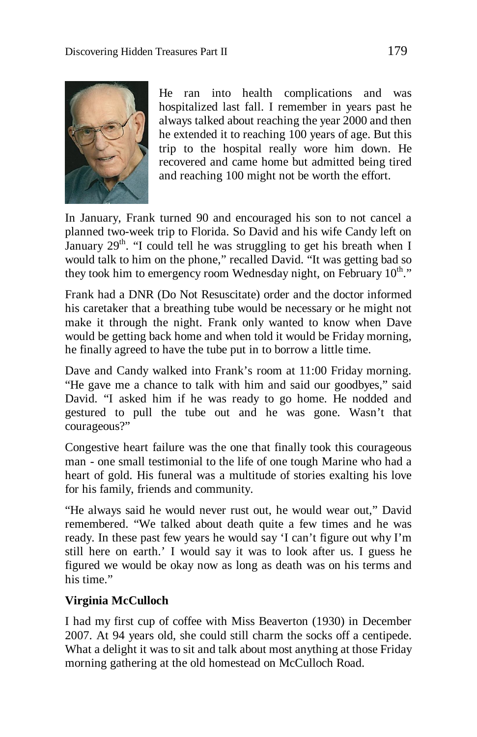He ran into health complications and was hospitalized last fall. I remember in years past he always talked about reaching the year 2000 and then he extended it to reaching 100 years of age. But this trip to the hospital really wore him down. He recovered and came home but admitted being tired and reaching 100 might not be worth the effort.

In January, Frank turned 90 and encouraged his son to not cancel a planned two-week trip to Florida. So David and his wife Candy left on January 29th. "I could tell he was struggling to get his breath when I would talk to him on the phone," recalled David. "It was getting bad so they took him to emergency room Wednesday night, on February 10th."

Frank had a DNR (Do Not Resuscitate) order and the doctor informed his caretaker that a breathing tube would be necessary or he might not make it through the night. Frank only wanted to know when Dave would be getting back home and when told it would be Friday morning, he finally agreed to have the tube put in to borrow a little time.

Dave and Candy walked into Frank's room at 11:00 Friday morning. "He gave me a chance to talk with him and said our goodbyes," said David. "I asked him if he was ready to go home. He nodded and gestured to pull the tube out and he was gone. Wasn't that courageous?"

Congestive heart failure was the one that finally took this courageous man - one small testimonial to the life of one tough Marine who had a heart of gold. His funeral was a multitude of stories exalting his love for his family, friends and community.

"He always said he would never rust out, he would wear out," David remembered. "We talked about death quite a few times and he was ready. In these past few years he would say 'I can't figure out why I'm still here on earth.' I would say it was to look after us. I guess he figured we would be okay now as long as death was on his terms and his time."

**Virginia McCulloch**

I had my first cup of coffee with Miss Beaverton (1930) in December 2007. At 94 years old, she could still charm the socks off a centipede. What a delight it was to sit and talk about most anything at those Friday morning gathering at the old homestead on McCulloch Road.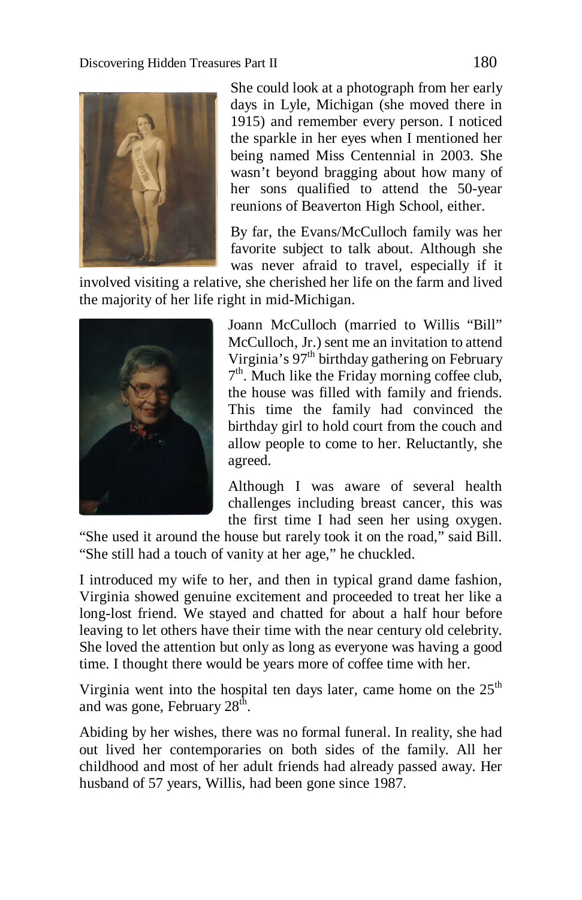She could look at a photograph from her early days in Lyle, Michigan (she moved there in 1915) and remember every person. I noticed the sparkle in her eyes when I mentioned her being named Miss Centennial in 2003. She wasn't beyond bragging about how many of her sons qualified to attend the 50-year reunions of Beaverton High School, either.

By far, the Evans/McCulloch family was her favorite subject to talk about. Although she was never afraid to travel, especially if it involved visiting a relative, she cherished her life on the farm and lived the majority of her life right in mid-Michigan.

Joann McCulloch (married to Willis "Bill" McCulloch, Jr.) sent me an invitation to attend Virginia's 97th birthday gathering on February 7th. Much like the Friday morning coffee club, the house was filled with family and friends. This time the family had convinced the birthday girl to hold court from the couch and allow people to come to her. Reluctantly, she agreed.

Although I was aware of several health challenges including breast cancer, this was the first time I had seen her using oxygen. "She used it around the house but rarely took it on the road," said Bill. "She still had a touch of vanity at her age," he chuckled.

I introduced my wife to her, and then in typical grand dame fashion, Virginia showed genuine excitement and proceeded to treat her like a long-lost friend. We stayed and chatted for about a half hour before leaving to let others have their time with the near century old celebrity. She loved the attention but only as long as everyone was having a good time. I thought there would be years more of coffee time with her.

Virginia went into the hospital ten days later, came home on the 25th and was gone, February 28th.

Abiding by her wishes, there was no formal funeral. In reality, she had out lived her contemporaries on both sides of the family. All her childhood and most of her adult friends had already passed away. Her husband of 57 years, Willis, had been gone since 1987.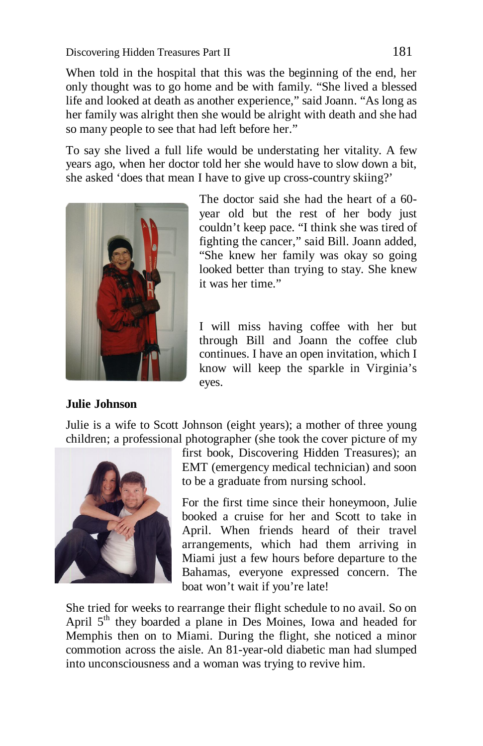When told in the hospital that this was the beginning of the end, her only thought was to go home and be with family. “She lived a blessed life and looked at death as another experience,” said Joann. “As long as her family was alright then she would be alright with death and she had so many people to see that had left before her.”

To say she lived a full life would be understating her vitality. A few years ago, when her doctor told her she would have to slow down a bit, she asked ‘does that mean I have to give up cross-country skiing?’

The doctor said she had the heart of a 60-year old but the rest of her body just couldn’t keep pace. “I think she was tired of fighting the cancer,” said Bill. Joann added, “She knew her family was okay so going looked better than trying to stay. She knew it was her time.”

I will miss having coffee with her but through Bill and Joann the coffee club continues. I have an open invitation, which I know will keep the sparkle in Virginia’s eyes.

**Julie Johnson**

Julie is a wife to Scott Johnson (eight years); a mother of three young children; a professional photographer (she took the cover picture of my first book, Discovering Hidden Treasures); an EMT (emergency medical technician) and soon to be a graduate from nursing school.

For the first time since their honeymoon, Julie booked a cruise for her and Scott to take in April. When friends heard of their travel arrangements, which had them arriving in Miami just a few hours before departure to the Bahamas, everyone expressed concern. The boat won’t wait if you’re late!

She tried for weeks to rearrange their flight schedule to no avail. So on April 5th they boarded a plane in Des Moines, Iowa and headed for Memphis then on to Miami. During the flight, she noticed a minor commotion across the aisle. An 81-year-old diabetic man had slumped into unconsciousness and a woman was trying to revive him.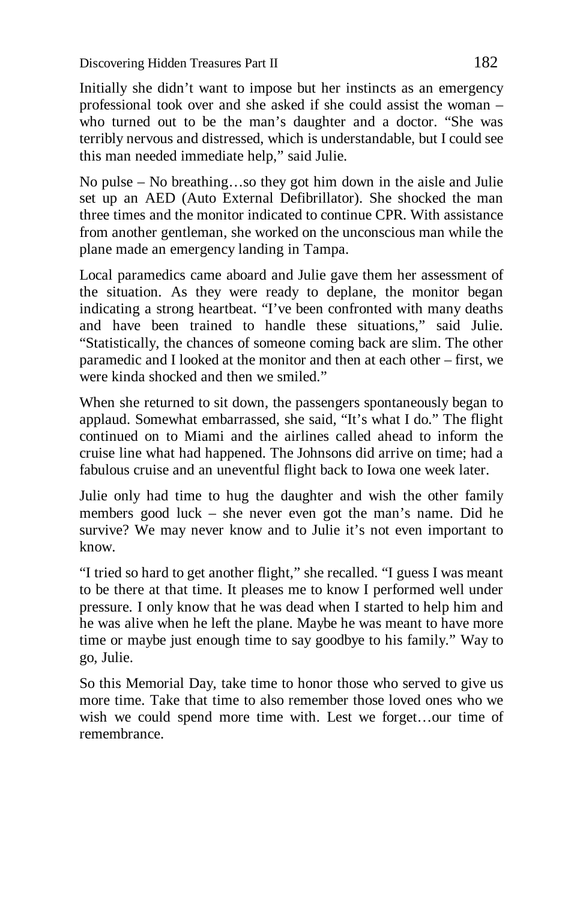Initially she didn't want to impose but her instincts as an emergency professional took over and she asked if she could assist the woman – who turned out to be the man's daughter and a doctor. "She was terribly nervous and distressed, which is understandable, but I could see this man needed immediate help," said Julie.

No pulse – No breathing…so they got him down in the aisle and Julie set up an AED (Auto External Defibrillator). She shocked the man three times and the monitor indicated to continue CPR. With assistance from another gentleman, she worked on the unconscious man while the plane made an emergency landing in Tampa.

Local paramedics came aboard and Julie gave them her assessment of the situation. As they were ready to deplane, the monitor began indicating a strong heartbeat. "I've been confronted with many deaths and have been trained to handle these situations," said Julie. "Statistically, the chances of someone coming back are slim. The other paramedic and I looked at the monitor and then at each other – first, we were kinda shocked and then we smiled."

When she returned to sit down, the passengers spontaneously began to applaud. Somewhat embarrassed, she said, "It's what I do." The flight continued on to Miami and the airlines called ahead to inform the cruise line what had happened. The Johnsons did arrive on time; had a fabulous cruise and an uneventful flight back to Iowa one week later.

Julie only had time to hug the daughter and wish the other family members good luck – she never even got the man's name. Did he survive? We may never know and to Julie it's not even important to know.

"I tried so hard to get another flight," she recalled. "I guess I was meant to be there at that time. It pleases me to know I performed well under pressure. I only know that he was dead when I started to help him and he was alive when he left the plane. Maybe he was meant to have more time or maybe just enough time to say goodbye to his family." Way to go, Julie.

So this Memorial Day, take time to honor those who served to give us more time. Take that time to also remember those loved ones who we wish we could spend more time with. Lest we forget…our time of remembrance.